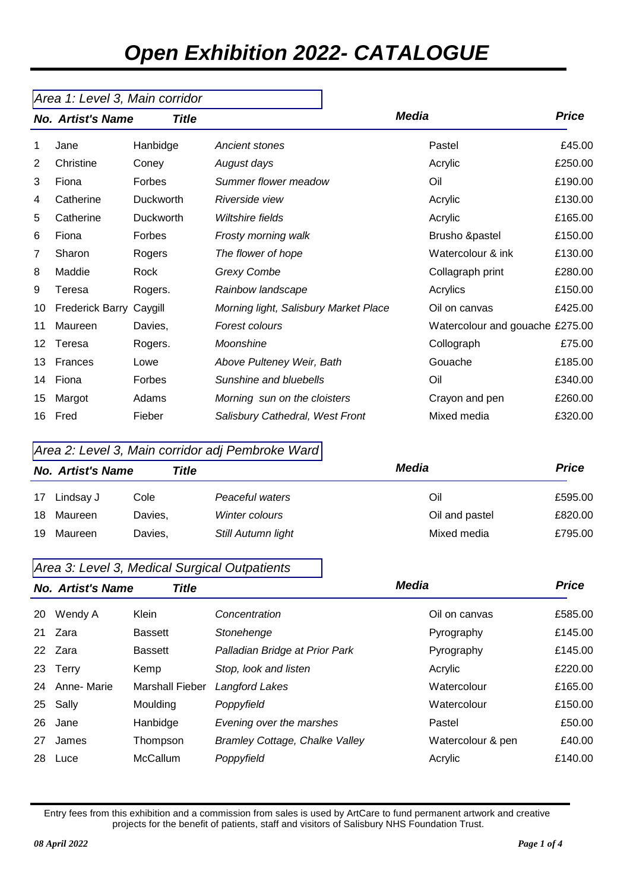# *Open Exhibition 2022- CATALOGUE*

## *Area 1: Level 3, Main corridor*

| No. | Artist's Name | | Title | Media | Price |
|---|---|---|---|---|---|
| 1 | Jane | Hanbidge | *Ancient stones* | Pastel | £45.00 |
| 2 | Christine | Coney | *August days* | Acrylic | £250.00 |
| 3 | Fiona | Forbes | *Summer flower meadow* | Oil | £190.00 |
| 4 | Catherine | Duckworth | *Riverside view* | Acrylic | £130.00 |
| 5 | Catherine | Duckworth | *Wiltshire fields* | Acrylic | £165.00 |
| 6 | Fiona | Forbes | *Frosty morning walk* | Brusho &pastel | £150.00 |
| 7 | Sharon | Rogers | *The flower of hope* | Watercolour & ink | £130.00 |
| 8 | Maddie | Rock | *Grexy Combe* | Collagraph print | £280.00 |
| 9 | Teresa | Rogers. | *Rainbow landscape* | Acrylics | £150.00 |
| 10 | Frederick Barry | Caygill | *Morning light, Salisbury Market Place* | Oil on canvas | £425.00 |
| 11 | Maureen | Davies, | *Forest colours* | Watercolour and gouache | £275.00 |
| 12 | Teresa | Rogers. | *Moonshine* | Collograph | £75.00 |
| 13 | Frances | Lowe | *Above Pulteney Weir, Bath* | Gouache | £185.00 |
| 14 | Fiona | Forbes | *Sunshine and bluebells* | Oil | £340.00 |
| 15 | Margot | Adams | *Morning sun on the cloisters* | Crayon and pen | £260.00 |
| 16 | Fred | Fieber | *Salisbury Cathedral, West Front* | Mixed media | £320.00 |

## *Area 2: Level 3, Main corridor adj Pembroke Ward*

| No. | Artist's Name | | Title | Media | Price |
|---|---|---|---|---|---|
| 17 | Lindsay J | Cole | *Peaceful waters* | Oil | £595.00 |
| 18 | Maureen | Davies, | *Winter colours* | Oil and pastel | £820.00 |
| 19 | Maureen | Davies, | *Still Autumn light* | Mixed media | £795.00 |

## *Area 3: Level 3, Medical Surgical Outpatients*

| No. | Artist's Name | | Title | Media | Price |
|---|---|---|---|---|---|
| 20 | Wendy A | Klein | *Concentration* | Oil on canvas | £585.00 |
| 21 | Zara | Bassett | *Stonehenge* | Pyrography | £145.00 |
| 22 | Zara | Bassett | *Palladian Bridge at Prior Park* | Pyrography | £145.00 |
| 23 | Terry | Kemp | *Stop, look and listen* | Acrylic | £220.00 |
| 24 | Anne- Marie | Marshall Fieber | *Langford Lakes* | Watercolour | £165.00 |
| 25 | Sally | Moulding | *Poppyfield* | Watercolour | £150.00 |
| 26 | Jane | Hanbidge | *Evening over the marshes* | Pastel | £50.00 |
| 27 | James | Thompson | *Bramley Cottage, Chalke Valley* | Watercolour & pen | £40.00 |
| 28 | Luce | McCallum | *Poppyfield* | Acrylic | £140.00 |

Entry fees from this exhibition and a commission from sales is used by ArtCare to fund permanent artwork and creative projects for the benefit of patients, staff and visitors of Salisbury NHS Foundation Trust.

*08 April 2022*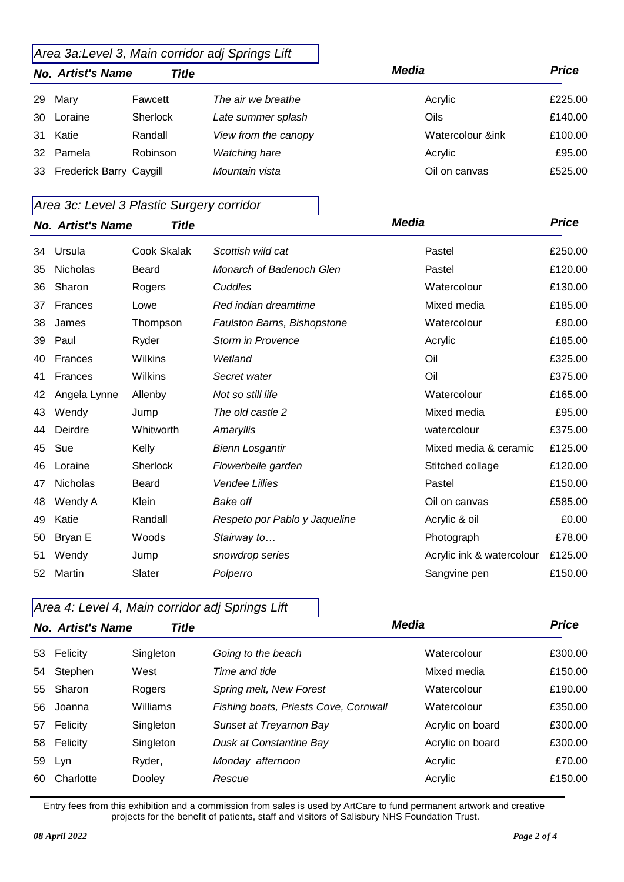## Area 3a:Level 3, Main corridor adj Springs Lift

| No. | Artist's Name | | Title | Media | Price |
|---|---|---|---|---|---|
| 29 | Mary | Fawcett | *The air we breathe* | Acrylic | £225.00 |
| 30 | Loraine | Sherlock | *Late summer splash* | Oils | £140.00 |
| 31 | Katie | Randall | *View from the canopy* | Watercolour &ink | £100.00 |
| 32 | Pamela | Robinson | *Watching hare* | Acrylic | £95.00 |
| 33 | Frederick Barry | Caygill | *Mountain vista* | Oil on canvas | £525.00 |

## Area 3c: Level 3 Plastic Surgery corridor

| No. | Artist's Name | | Title | Media | Price |
|---|---|---|---|---|---|
| 34 | Ursula | Cook Skalak | *Scottish wild cat* | Pastel | £250.00 |
| 35 | Nicholas | Beard | *Monarch of Badenoch Glen* | Pastel | £120.00 |
| 36 | Sharon | Rogers | *Cuddles* | Watercolour | £130.00 |
| 37 | Frances | Lowe | *Red indian dreamtime* | Mixed media | £185.00 |
| 38 | James | Thompson | *Faulston Barns, Bishopstone* | Watercolour | £80.00 |
| 39 | Paul | Ryder | *Storm in Provence* | Acrylic | £185.00 |
| 40 | Frances | Wilkins | *Wetland* | Oil | £325.00 |
| 41 | Frances | Wilkins | *Secret water* | Oil | £375.00 |
| 42 | Angela Lynne | Allenby | *Not so still life* | Watercolour | £165.00 |
| 43 | Wendy | Jump | *The old castle 2* | Mixed media | £95.00 |
| 44 | Deirdre | Whitworth | *Amaryllis* | watercolour | £375.00 |
| 45 | Sue | Kelly | *Bienn Losgantir* | Mixed media & ceramic | £125.00 |
| 46 | Loraine | Sherlock | *Flowerbelle garden* | Stitched collage | £120.00 |
| 47 | Nicholas | Beard | *Vendee Lillies* | Pastel | £150.00 |
| 48 | Wendy A | Klein | *Bake off* | Oil on canvas | £585.00 |
| 49 | Katie | Randall | *Respeto por Pablo y Jaqueline* | Acrylic & oil | £0.00 |
| 50 | Bryan E | Woods | *Stairway to…* | Photograph | £78.00 |
| 51 | Wendy | Jump | *snowdrop series* | Acrylic ink & watercolour | £125.00 |
| 52 | Martin | Slater | *Polperro* | Sangvine pen | £150.00 |

## Area 4: Level 4, Main corridor adj Springs Lift

| No. | Artist's Name | | Title | Media | Price |
|---|---|---|---|---|---|
| 53 | Felicity | Singleton | *Going to the beach* | Watercolour | £300.00 |
| 54 | Stephen | West | *Time and tide* | Mixed media | £150.00 |
| 55 | Sharon | Rogers | *Spring melt, New Forest* | Watercolour | £190.00 |
| 56 | Joanna | Williams | *Fishing boats, Priests Cove, Cornwall* | Watercolour | £350.00 |
| 57 | Felicity | Singleton | *Sunset at Treyarnon Bay* | Acrylic on board | £300.00 |
| 58 | Felicity | Singleton | *Dusk at Constantine Bay* | Acrylic on board | £300.00 |
| 59 | Lyn | Ryder, | *Monday afternoon* | Acrylic | £70.00 |
| 60 | Charlotte | Dooley | *Rescue* | Acrylic | £150.00 |

Entry fees from this exhibition and a commission from sales is used by ArtCare to fund permanent artwork and creative projects for the benefit of patients, staff and visitors of Salisbury NHS Foundation Trust.

*08 April 2022*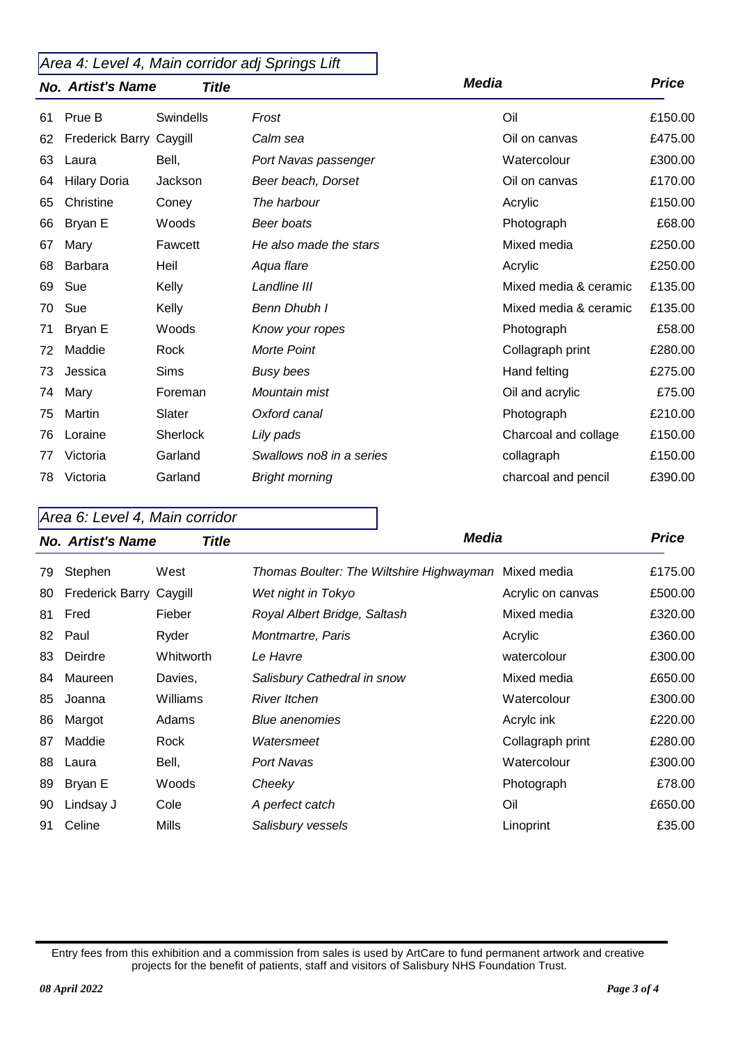*Area 4: Level 4, Main corridor adj Springs Lift*

| ***No.*** | ***Artist's Name*** | | ***Title*** | ***Media*** | ***Price*** |
|---|---|---|---|---|---|
| 61 | Prue B | Swindells | *Frost* | Oil | £150.00 |
| 62 | Frederick Barry | Caygill | *Calm sea* | Oil on canvas | £475.00 |
| 63 | Laura | Bell, | *Port Navas passenger* | Watercolour | £300.00 |
| 64 | Hilary Doria | Jackson | *Beer beach, Dorset* | Oil on canvas | £170.00 |
| 65 | Christine | Coney | *The harbour* | Acrylic | £150.00 |
| 66 | Bryan E | Woods | *Beer boats* | Photograph | £68.00 |
| 67 | Mary | Fawcett | *He also made the stars* | Mixed media | £250.00 |
| 68 | Barbara | Heil | *Aqua flare* | Acrylic | £250.00 |
| 69 | Sue | Kelly | *Landline III* | Mixed media & ceramic | £135.00 |
| 70 | Sue | Kelly | *Benn Dhubh I* | Mixed media & ceramic | £135.00 |
| 71 | Bryan E | Woods | *Know your ropes* | Photograph | £58.00 |
| 72 | Maddie | Rock | *Morte Point* | Collagraph print | £280.00 |
| 73 | Jessica | Sims | *Busy bees* | Hand felting | £275.00 |
| 74 | Mary | Foreman | *Mountain mist* | Oil and acrylic | £75.00 |
| 75 | Martin | Slater | *Oxford canal* | Photograph | £210.00 |
| 76 | Loraine | Sherlock | *Lily pads* | Charcoal and collage | £150.00 |
| 77 | Victoria | Garland | *Swallows no8 in a series* | collagraph | £150.00 |
| 78 | Victoria | Garland | *Bright morning* | charcoal and pencil | £390.00 |

*Area 6: Level 4, Main corridor*

| ***No.*** | ***Artist's Name*** | | ***Title*** | ***Media*** | ***Price*** |
|---|---|---|---|---|---|
| 79 | Stephen | West | *Thomas Boulter: The Wiltshire Highwayman* | Mixed media | £175.00 |
| 80 | Frederick Barry | Caygill | *Wet night in Tokyo* | Acrylic on canvas | £500.00 |
| 81 | Fred | Fieber | *Royal Albert Bridge, Saltash* | Mixed media | £320.00 |
| 82 | Paul | Ryder | *Montmartre, Paris* | Acrylic | £360.00 |
| 83 | Deirdre | Whitworth | *Le Havre* | watercolour | £300.00 |
| 84 | Maureen | Davies, | *Salisbury Cathedral in snow* | Mixed media | £650.00 |
| 85 | Joanna | Williams | *River Itchen* | Watercolour | £300.00 |
| 86 | Margot | Adams | *Blue anenomies* | Acrylc ink | £220.00 |
| 87 | Maddie | Rock | *Watersmeet* | Collagraph print | £280.00 |
| 88 | Laura | Bell, | *Port Navas* | Watercolour | £300.00 |
| 89 | Bryan E | Woods | *Cheeky* | Photograph | £78.00 |
| 90 | Lindsay J | Cole | *A perfect catch* | Oil | £650.00 |
| 91 | Celine | Mills | *Salisbury vessels* | Linoprint | £35.00 |

Entry fees from this exhibition and a commission from sales is used by ArtCare to fund permanent artwork and creative projects for the benefit of patients, staff and visitors of Salisbury NHS Foundation Trust.

***08 April 2022***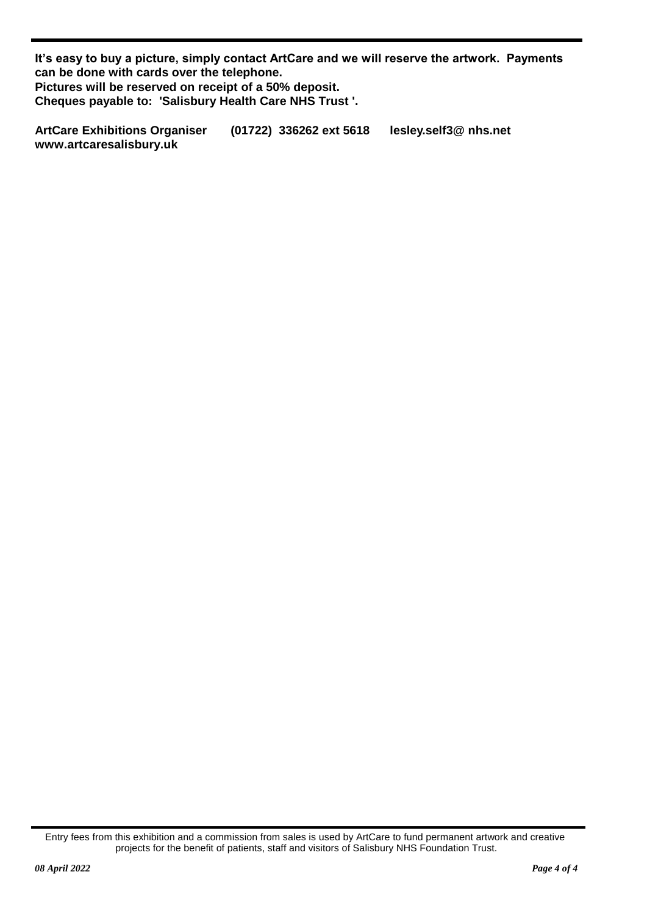**It’s easy to buy a picture, simply contact ArtCare and we will reserve the artwork. Payments can be done with cards over the telephone.**
**Pictures will be reserved on receipt of a 50% deposit.**
**Cheques payable to: 'Salisbury Health Care NHS Trust '.**

**ArtCare Exhibitions Organiser (01722) 336262 ext 5618 lesley.self3@ nhs.net**
**www.artcaresalisbury.uk**

Entry fees from this exhibition and a commission from sales is used by ArtCare to fund permanent artwork and creative projects for the benefit of patients, staff and visitors of Salisbury NHS Foundation Trust.

*08 April 2022*